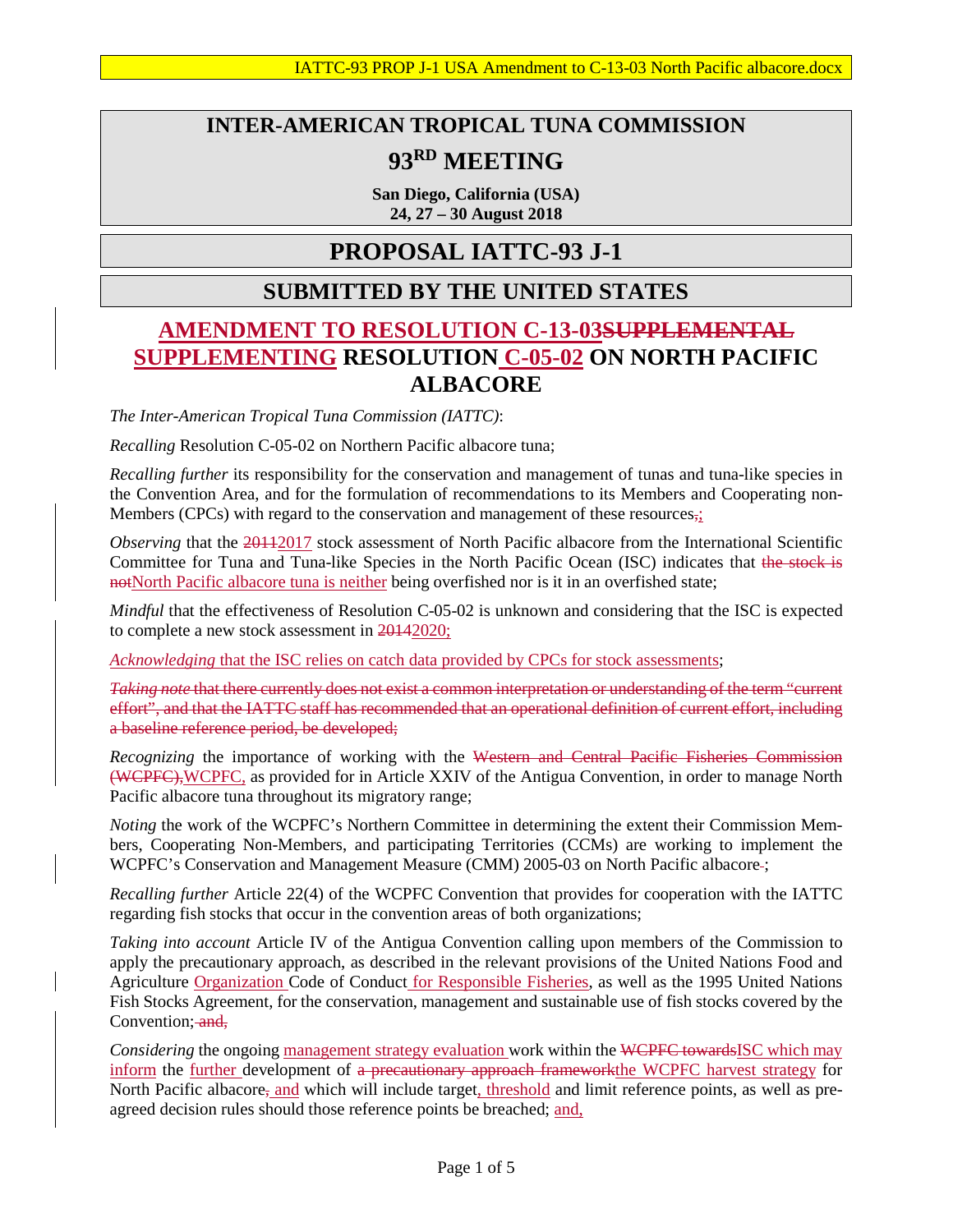# INTER-AMERICAN TROPICAL TUNA COMMISSION

# 93RD MEETING

**San Diego, California (USA)**
**24, 27 – 30 August 2018**

## PROPOSAL IATTC-93 J-1

## SUBMITTED BY THE UNITED STATES

## AMENDMENT TO RESOLUTION C-13-03~~SUPPLEMENTAL~~ SUPPLEMENTING RESOLUTION C-05-02 ON NORTH PACIFIC ALBACORE

*The Inter-American Tropical Tuna Commission (IATTC)*:

*Recalling* Resolution C-05-02 on Northern Pacific albacore tuna;

*Recalling further* its responsibility for the conservation and management of tunas and tuna-like species in the Convention Area, and for the formulation of recommendations to its Members and Cooperating non-Members (CPCs) with regard to the conservation and management of these resources~~,~~;

*Observing* that the ~~2011~~2017 stock assessment of North Pacific albacore from the International Scientific Committee for Tuna and Tuna-like Species in the North Pacific Ocean (ISC) indicates that ~~the stock is not~~North Pacific albacore tuna is neither being overfished nor is it in an overfished state;

*Mindful* that the effectiveness of Resolution C-05-02 is unknown and considering that the ISC is expected to complete a new stock assessment in ~~2014~~2020;

*Acknowledging* that the ISC relies on catch data provided by CPCs for stock assessments;

~~*Taking note* that there currently does not exist a common interpretation or understanding of the term "current effort", and that the IATTC staff has recommended that an operational definition of current effort, including a baseline reference period, be developed;~~

*Recognizing* the importance of working with the ~~Western and Central Pacific Fisheries Commission (WCPFC),~~WCPFC, as provided for in Article XXIV of the Antigua Convention, in order to manage North Pacific albacore tuna throughout its migratory range;

*Noting* the work of the WCPFC's Northern Committee in determining the extent their Commission Members, Cooperating Non-Members, and participating Territories (CCMs) are working to implement the WCPFC's Conservation and Management Measure (CMM) 2005-03 on North Pacific albacore~~ ~~;

*Recalling further* Article 22(4) of the WCPFC Convention that provides for cooperation with the IATTC regarding fish stocks that occur in the convention areas of both organizations;

*Taking into account* Article IV of the Antigua Convention calling upon members of the Commission to apply the precautionary approach, as described in the relevant provisions of the United Nations Food and Agriculture Organization Code of Conduct for Responsible Fisheries, as well as the 1995 United Nations Fish Stocks Agreement, for the conservation, management and sustainable use of fish stocks covered by the Convention;~~ and,~~

*Considering* the ongoing management strategy evaluation work within the ~~WCPFC towards~~ISC which may inform the further development of ~~a precautionary approach framework~~the WCPFC harvest strategy for North Pacific albacore~~,~~ and which will include target, threshold and limit reference points, as well as pre-agreed decision rules should those reference points be breached; and,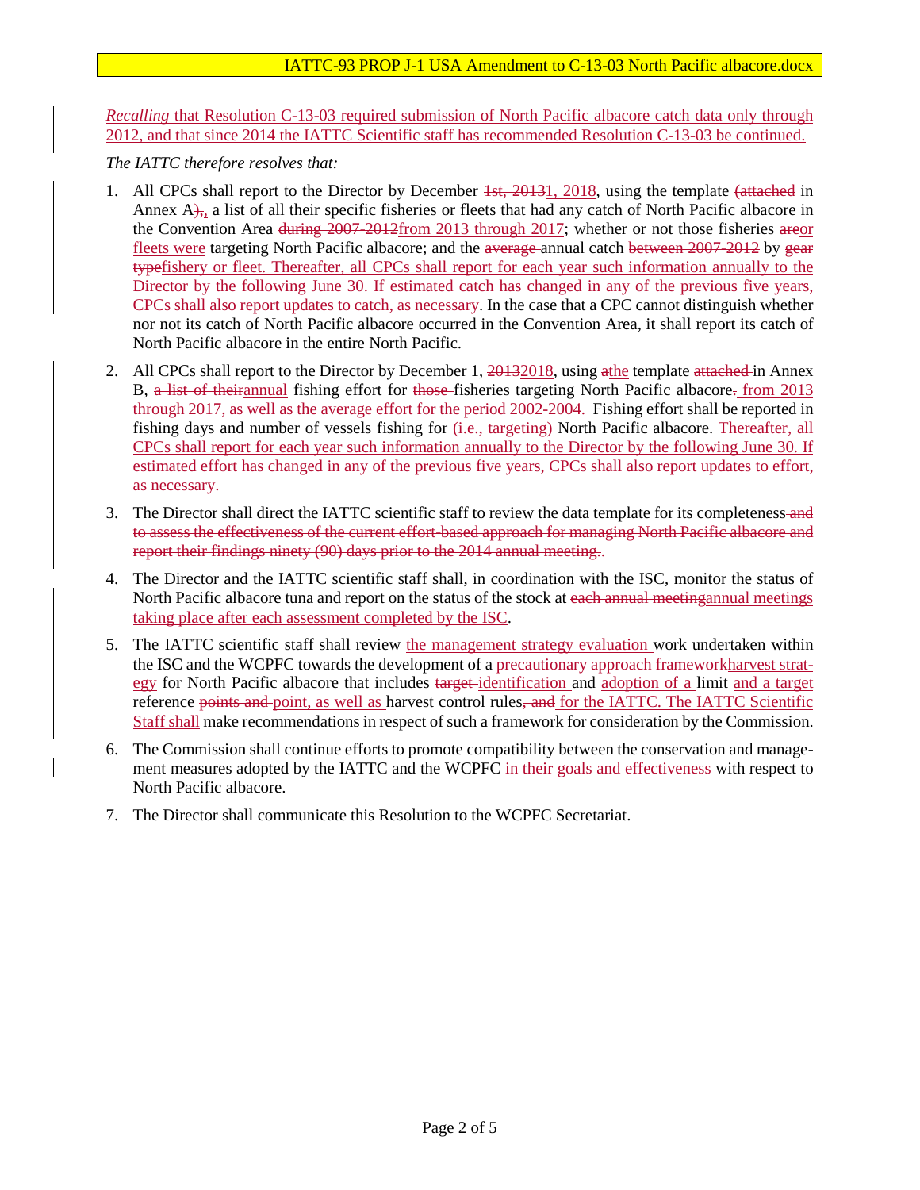*Recalling* that Resolution C-13-03 required submission of North Pacific albacore catch data only through 2012, and that since 2014 the IATTC Scientific staff has recommended Resolution C-13-03 be continued.

*The IATTC therefore resolves that:*

1. All CPCs shall report to the Director by December ~~1st, 2013~~1, 2018, using the template ~~(attached~~ in Annex A~~),~~, a list of all their specific fisheries or fleets that had any catch of North Pacific albacore in the Convention Area ~~during 2007-2012~~from 2013 through 2017; whether or not those fisheries ~~are~~or fleets were targeting North Pacific albacore; and the ~~average~~ annual catch ~~between 2007-2012~~ by ~~gear type~~fishery or fleet. Thereafter, all CPCs shall report for each year such information annually to the Director by the following June 30. If estimated catch has changed in any of the previous five years, CPCs shall also report updates to catch, as necessary. In the case that a CPC cannot distinguish whether nor not its catch of North Pacific albacore occurred in the Convention Area, it shall report its catch of North Pacific albacore in the entire North Pacific.

2. All CPCs shall report to the Director by December 1, ~~2013~~2018, using ~~a~~the template ~~attached~~ in Annex B, ~~a list of their~~annual fishing effort for ~~those~~ fisheries targeting North Pacific albacore~~.~~ from 2013 through 2017, as well as the average effort for the period 2002-2004. Fishing effort shall be reported in fishing days and number of vessels fishing for (i.e., targeting) North Pacific albacore. Thereafter, all CPCs shall report for each year such information annually to the Director by the following June 30. If estimated effort has changed in any of the previous five years, CPCs shall also report updates to effort, as necessary.

3. The Director shall direct the IATTC scientific staff to review the data template for its completeness~~ and to assess the effectiveness of the current effort-based approach for managing North Pacific albacore and report their findings ninety (90) days prior to the 2014 annual meeting.~~.

4. The Director and the IATTC scientific staff shall, in coordination with the ISC, monitor the status of North Pacific albacore tuna and report on the status of the stock at ~~each annual meeting~~annual meetings taking place after each assessment completed by the ISC.

5. The IATTC scientific staff shall review the management strategy evaluation work undertaken within the ISC and the WCPFC towards the development of a ~~precautionary approach framework~~harvest strategy for North Pacific albacore that includes ~~target~~ identification and adoption of a limit and a target reference ~~points and~~ point, as well as harvest control rules~~, and~~ for the IATTC. The IATTC Scientific Staff shall make recommendations in respect of such a framework for consideration by the Commission.

6. The Commission shall continue efforts to promote compatibility between the conservation and management measures adopted by the IATTC and the WCPFC ~~in their goals and effectiveness~~ with respect to North Pacific albacore.

7. The Director shall communicate this Resolution to the WCPFC Secretariat.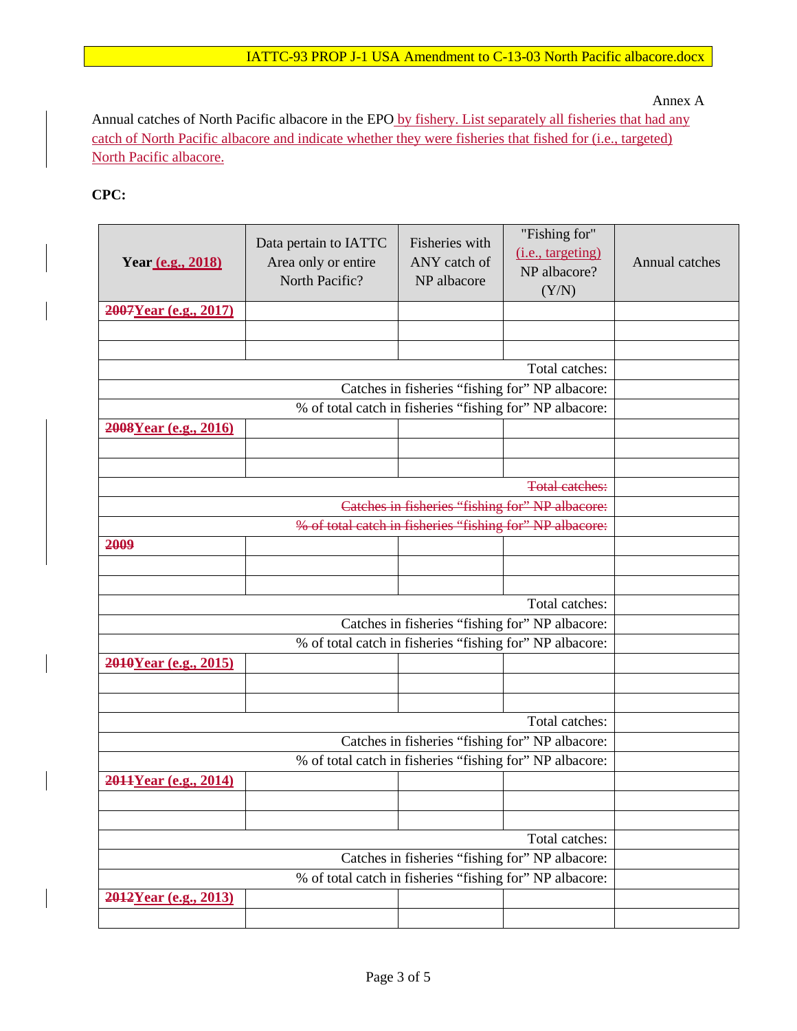Annex A

Annual catches of North Pacific albacore in the EPO by fishery. List separately all fisheries that had any catch of North Pacific albacore and indicate whether they were fisheries that fished for (i.e., targeted) North Pacific albacore.

**CPC:**

| **Year (e.g., 2018)** | Data pertain to IATTC Area only or entire North Pacific? | Fisheries with ANY catch of NP albacore | "Fishing for" (i.e., targeting) NP albacore? (Y/N) | Annual catches |
|---|---|---|---|---|
| ~~2007~~**Year (e.g., 2017)** | | | | |
| | | | | |
| | | | | |
| | | | Total catches: | |
| | | | Catches in fisheries "fishing for" NP albacore: | |
| | | | % of total catch in fisheries "fishing for" NP albacore: | |
| ~~2008~~**Year (e.g., 2016)** | | | | |
| | | | | |
| | | | | |
| | | | ~~Total catches:~~ | |
| | | | ~~Catches in fisheries "fishing for" NP albacore:~~ | |
| | | | ~~% of total catch in fisheries "fishing for" NP albacore:~~ | |
| ~~2009~~ | | | | |
| | | | | |
| | | | | |
| | | | Total catches: | |
| | | | Catches in fisheries "fishing for" NP albacore: | |
| | | | % of total catch in fisheries "fishing for" NP albacore: | |
| ~~2010~~**Year (e.g., 2015)** | | | | |
| | | | | |
| | | | | |
| | | | Total catches: | |
| | | | Catches in fisheries "fishing for" NP albacore: | |
| | | | % of total catch in fisheries "fishing for" NP albacore: | |
| ~~2011~~**Year (e.g., 2014)** | | | | |
| | | | | |
| | | | | |
| | | | Total catches: | |
| | | | Catches in fisheries "fishing for" NP albacore: | |
| | | | % of total catch in fisheries "fishing for" NP albacore: | |
| ~~2012~~**Year (e.g., 2013)** | | | | |
| | | | | |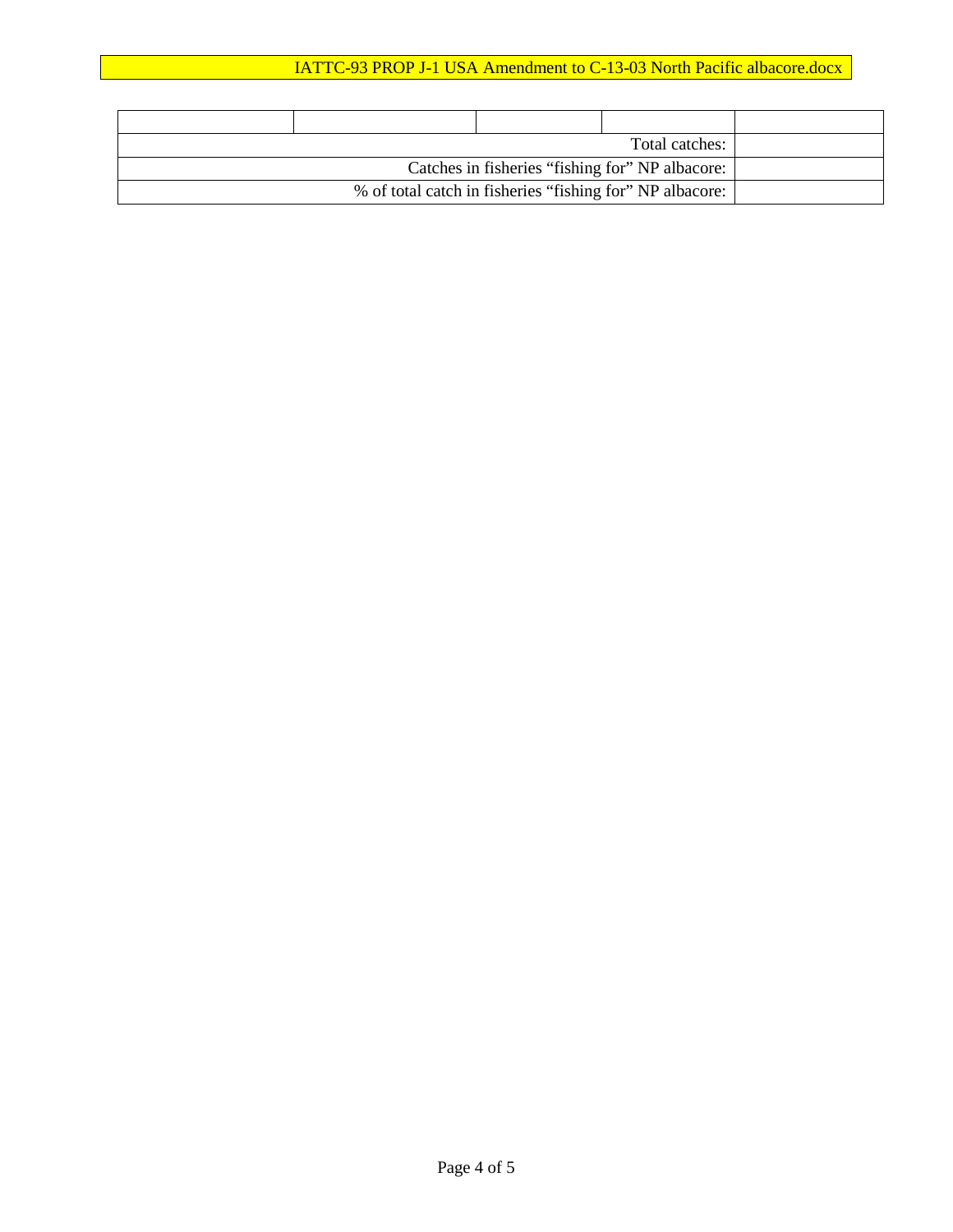| | | | | |
|---|---|---|---|---|
| | | | | |
| | | | Total catches: | |
| | | | Catches in fisheries “fishing for” NP albacore: | |
| | | | % of total catch in fisheries “fishing for” NP albacore: | |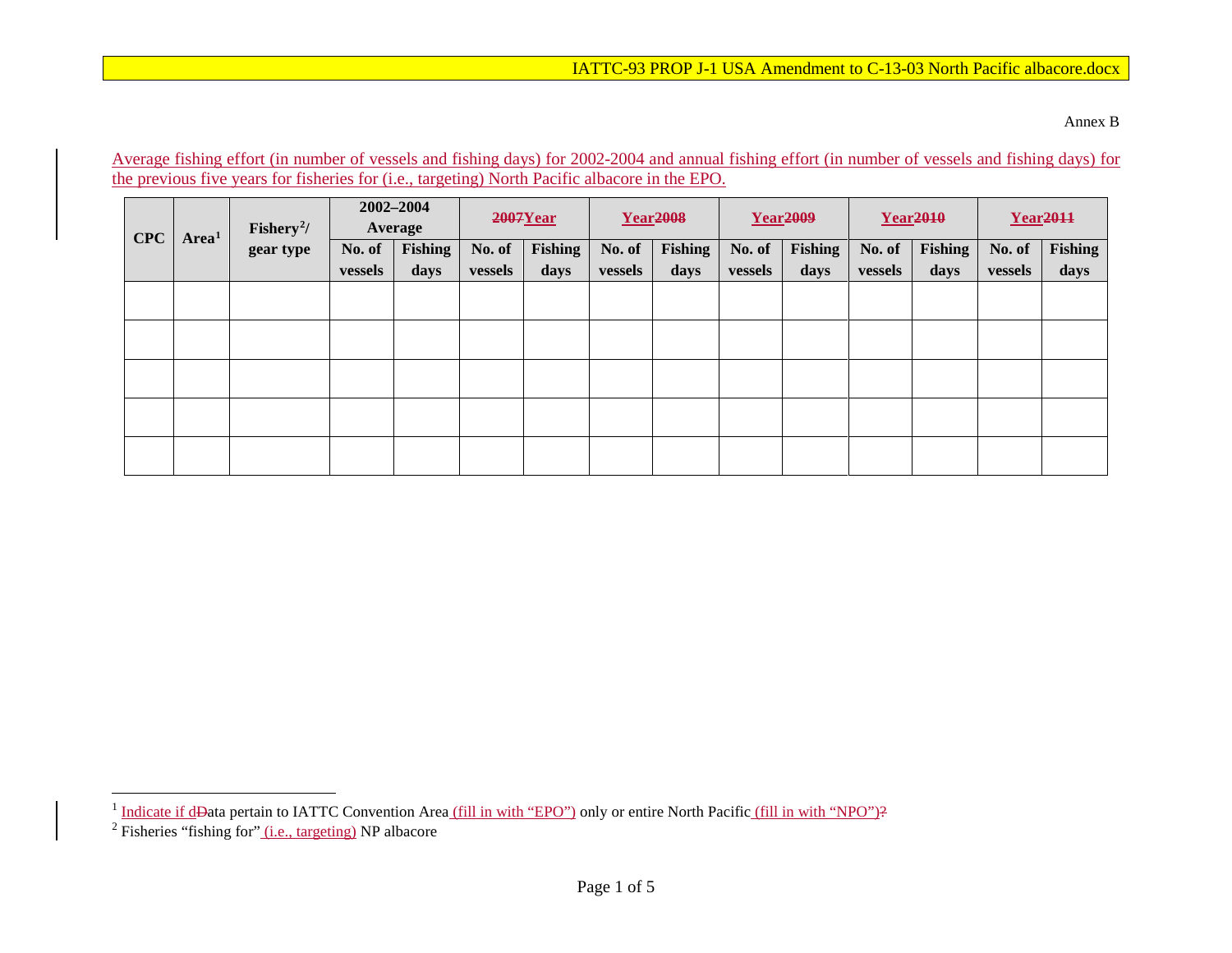Annex B

Average fishing effort (in number of vessels and fishing days) for 2002-2004 and annual fishing effort (in number of vessels and fishing days) for the previous five years for fisheries for (i.e., targeting) North Pacific albacore in the EPO.

| CPC | Area[1] | Fishery[2]/ gear type | 2002–2004 Average | | ~~2007~~Year | | Year~~2008~~ | | Year~~2009~~ | | Year~~2010~~ | | Year~~2011~~ | |
|---|---|---|---|---|---|---|---|---|---|---|---|---|---|---|
| | | | No. of vessels | Fishing days | No. of vessels | Fishing days | No. of vessels | Fishing days | No. of vessels | Fishing days | No. of vessels | Fishing days | No. of vessels | Fishing days |
| | | | | | | | | | | | | | | |
| | | | | | | | | | | | | | | |
| | | | | | | | | | | | | | | |
| | | | | | | | | | | | | | | |
| | | | | | | | | | | | | | | |

[1] Indicate if d~~D~~ata pertain to IATTC Convention Area (fill in with "EPO") only or entire North Pacific (fill in with "NPO")~~?~~

[2] Fisheries "fishing for" (i.e., targeting) NP albacore